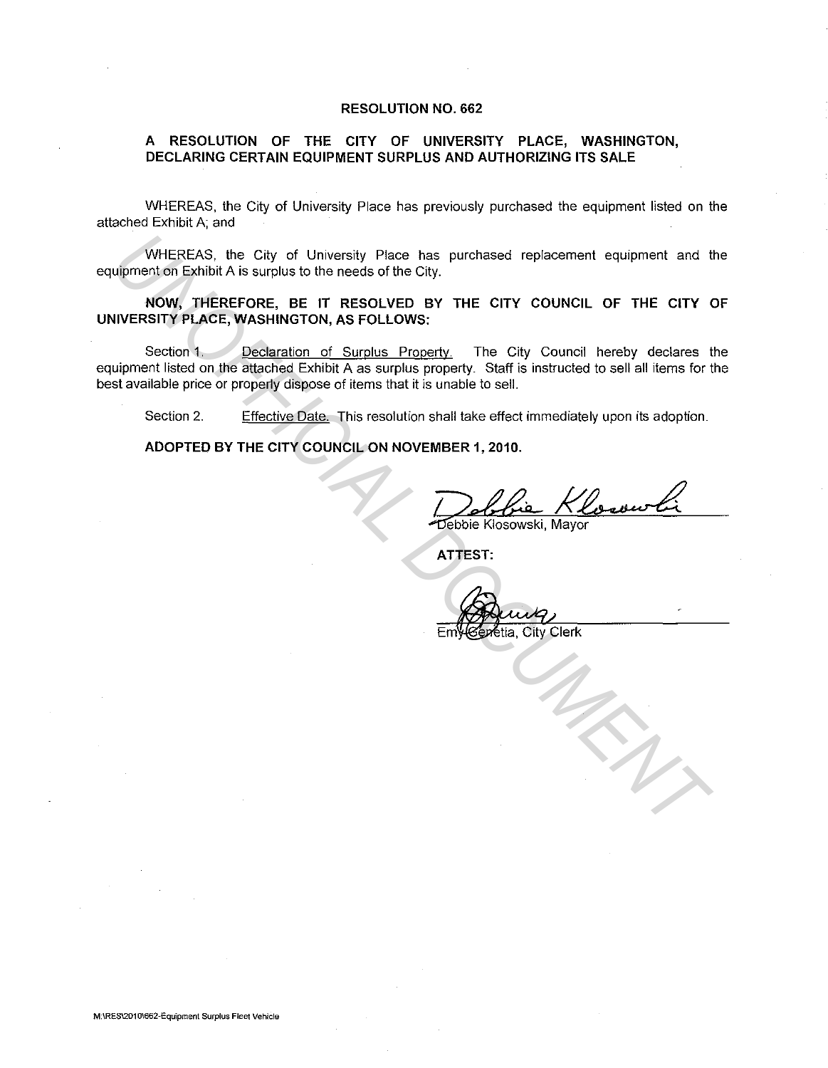# RESOLUTION NO. 662

## A RESOLUTION OF THE CITY OF UNIVERSITY PLACE, WASHINGTON, DECLARING CERTAIN EQUIPMENT SURPLUS AND AUTHORIZING ITS SALE

WHEREAS, the City of University Place has previously purchased the equipment listed on the attached Exhibit A; and

WHEREAS, the City of University Place has purchased replacement equipment and the equipment on Exhibit A is surplus to the needs of the City.

**NOW, THEREFORE, BE IT RESOLVED BY THE CITY COUNCIL OF THE CITY OF UNIVERSITY PLACE, WASHINGTON, AS FOLLOWS:**

Section 1. Declaration of Surplus Property. The City Council hereby declares the equipment listed on the attached Exhibit A as surplus property. Staff is instructed to sell all items for the best available price or properly dispose of items that it is unable to sell.

Section 2. Effective Date. This resolution shall take effect immediately upon its adoption.

**ADOPTED BY THE CITY COUNCIL ON NOVEMBER 1, 2010.**

Debbie Klosowski, Mayor

**ATTEST:**

Emy Genetia, City Clerk

M:\RES\2010\662-Equipment Surplus Fleet Vehicle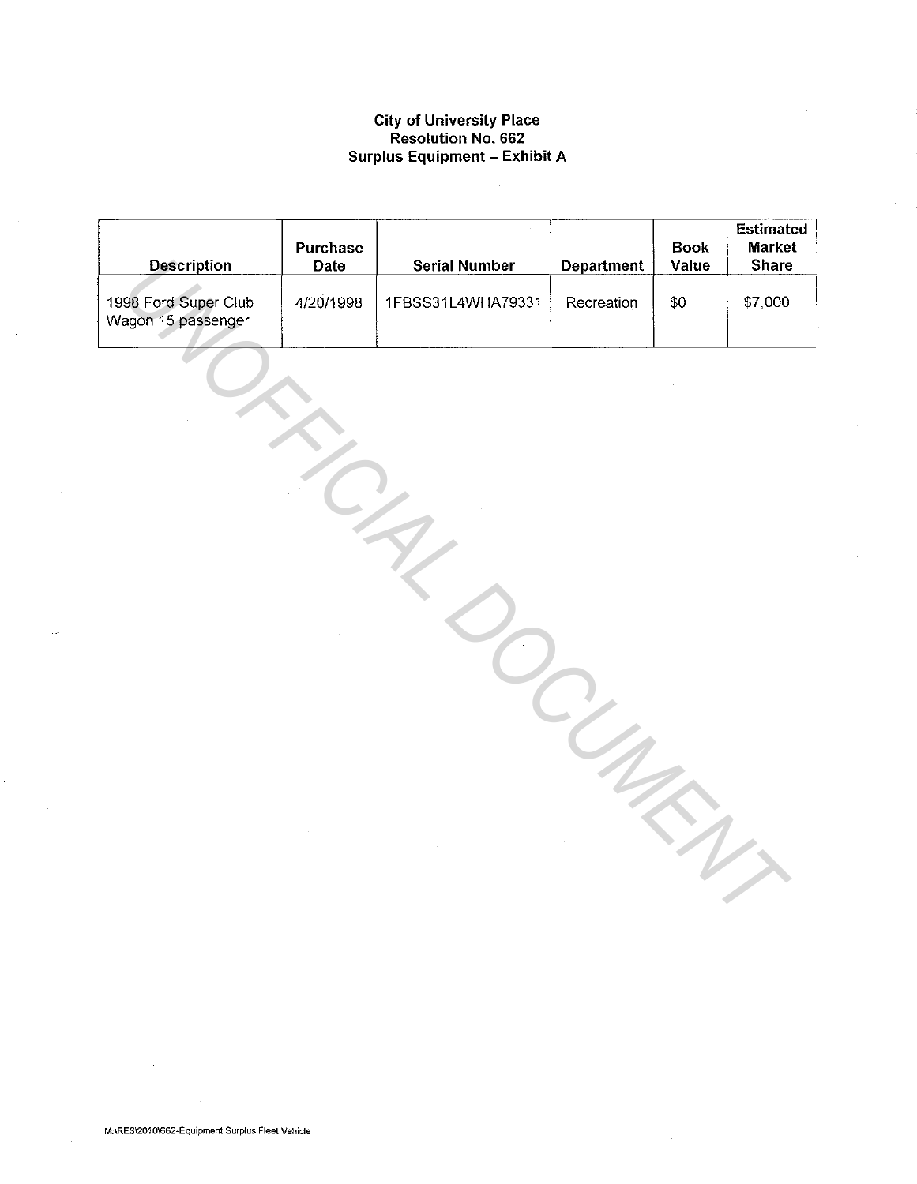**City of University Place**
**Resolution No. 662**
**Surplus Equipment – Exhibit A**

| Description | Purchase Date | Serial Number | Department | Book Value | Estimated Market Share |
|---|---|---|---|---|---|
| 1998 Ford Super Club Wagon 15 passenger | 4/20/1998 | 1FBSS31L4WHA79331 | Recreation | $0 | $7,000 |

UNOFFICIAL DOCUMENT

M:\RES\2010\662-Equipment Surplus Fleet Vehicle